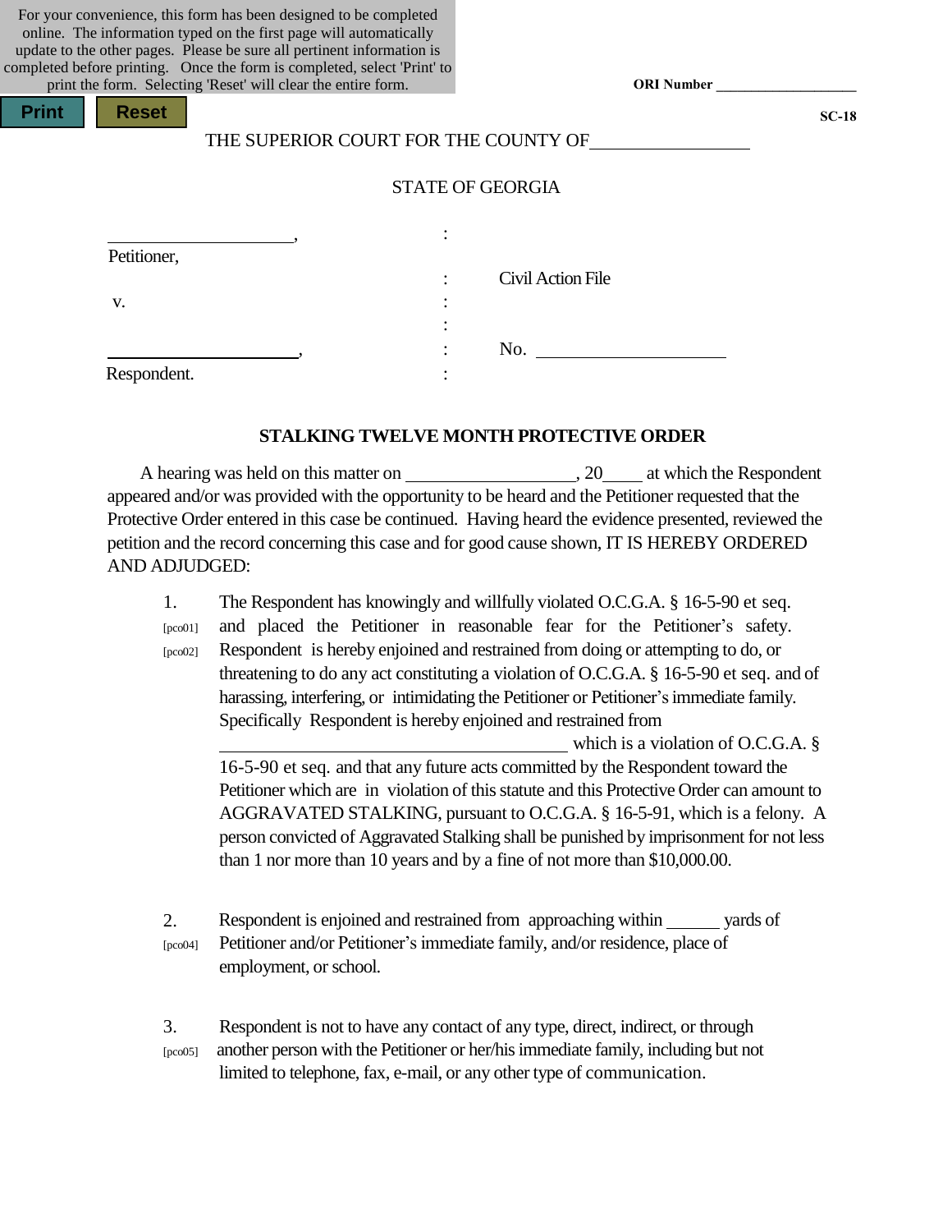For your convenience, this form has been designed to be completed online. The information typed on the first page will automatically update to the other pages. Please be sure all pertinent information is completed before printing. Once the form is completed, select 'Print' to print the form. Selecting 'Reset' will clear the entire form.

Print Reset

ORI Number ___________________

SC-18

THE SUPERIOR COURT FOR THE COUNTY OF_________________

STATE OF GEORGIA

| | | |
|---|---|---|
| ____________________, | : | |
| Petitioner, | | |
| | : | Civil Action File |
| v. | : | |
| | : | |
| ____________________, | : | No. ____________________ |
| Respondent. | : | |

**STALKING TWELVE MONTH PROTECTIVE ORDER**

A hearing was held on this matter on __________________, 20____ at which the Respondent appeared and/or was provided with the opportunity to be heard and the Petitioner requested that the Protective Order entered in this case be continued. Having heard the evidence presented, reviewed the petition and the record concerning this case and for good cause shown, IT IS HEREBY ORDERED AND ADJUDGED:

1. [pco01] [pco02] The Respondent has knowingly and willfully violated O.C.G.A. § 16-5-90 et seq. and placed the Petitioner in reasonable fear for the Petitioner's safety. Respondent is hereby enjoined and restrained from doing or attempting to do, or threatening to do any act constituting a violation of O.C.G.A. § 16-5-90 et seq. and of harassing, interfering, or intimidating the Petitioner or Petitioner's immediate family. Specifically Respondent is hereby enjoined and restrained from ________________________________________ which is a violation of O.C.G.A. § 16-5-90 et seq. and that any future acts committed by the Respondent toward the Petitioner which are in violation of this statute and this Protective Order can amount to AGGRAVATED STALKING, pursuant to O.C.G.A. § 16-5-91, which is a felony. A person convicted of Aggravated Stalking shall be punished by imprisonment for not less than 1 nor more than 10 years and by a fine of not more than $10,000.00.

2. [pco04] Respondent is enjoined and restrained from approaching within ______ yards of Petitioner and/or Petitioner's immediate family, and/or residence, place of employment, or school.

3. [pco05] Respondent is not to have any contact of any type, direct, indirect, or through another person with the Petitioner or her/his immediate family, including but not limited to telephone, fax, e-mail, or any other type of communication.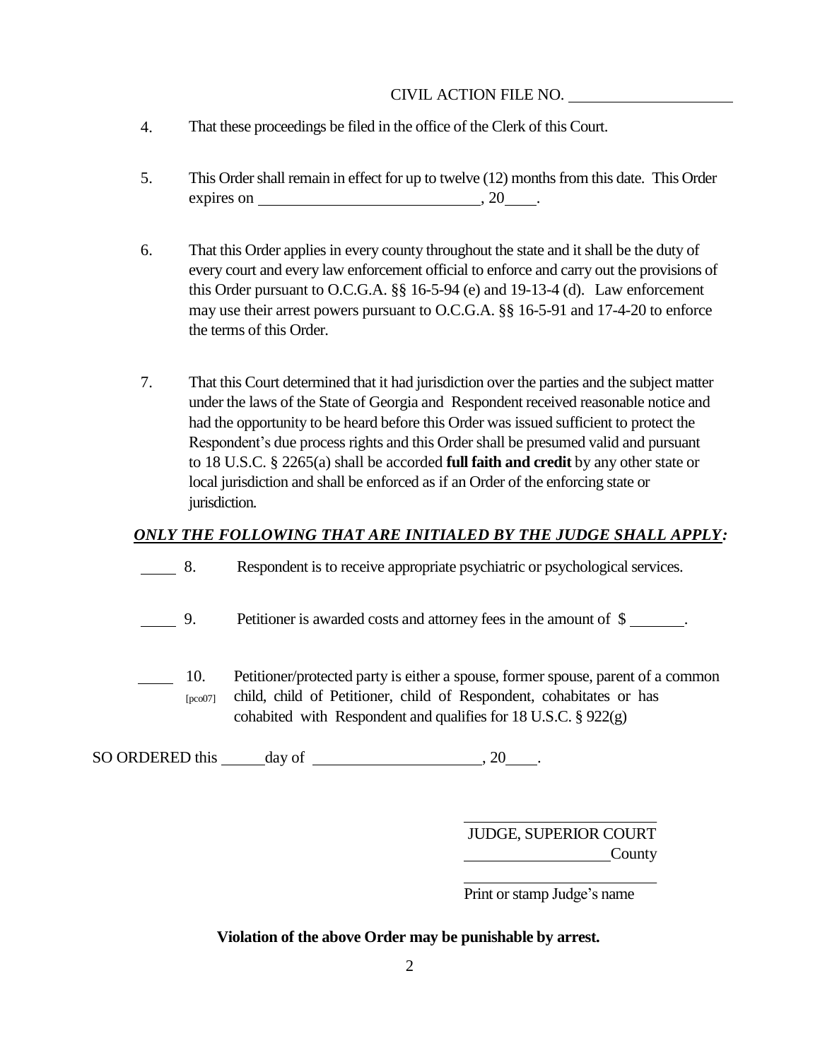CIVIL ACTION FILE NO. \_\_\_\_\_\_\_\_\_\_\_\_\_\_\_\_\_\_\_\_

4. That these proceedings be filed in the office of the Clerk of this Court.

5. This Order shall remain in effect for up to twelve (12) months from this date. This Order expires on \_\_\_\_\_\_\_\_\_\_\_\_\_\_\_\_\_\_\_\_\_\_\_\_\_\_\_\_, 20\_\_\_\_.

6. That this Order applies in every county throughout the state and it shall be the duty of every court and every law enforcement official to enforce and carry out the provisions of this Order pursuant to O.C.G.A. §§ 16-5-94 (e) and 19-13-4 (d). Law enforcement may use their arrest powers pursuant to O.C.G.A. §§ 16-5-91 and 17-4-20 to enforce the terms of this Order.

7. That this Court determined that it had jurisdiction over the parties and the subject matter under the laws of the State of Georgia and Respondent received reasonable notice and had the opportunity to be heard before this Order was issued sufficient to protect the Respondent's due process rights and this Order shall be presumed valid and pursuant to 18 U.S.C. § 2265(a) shall be accorded **full faith and credit** by any other state or local jurisdiction and shall be enforced as if an Order of the enforcing state or jurisdiction.

***ONLY THE FOLLOWING THAT ARE INITIALED BY THE JUDGE SHALL APPLY:***

\_\_\_\_\_ 8. Respondent is to receive appropriate psychiatric or psychological services.

\_\_\_\_\_ 9. Petitioner is awarded costs and attorney fees in the amount of $ \_\_\_\_\_\_\_.

\_\_\_\_\_ 10. [pco07] Petitioner/protected party is either a spouse, former spouse, parent of a common child, child of Petitioner, child of Respondent, cohabitates or has cohabited with Respondent and qualifies for 18 U.S.C. § 922(g)

SO ORDERED this \_\_\_\_\_\_ day of \_\_\_\_\_\_\_\_\_\_\_\_\_\_\_\_\_\_\_\_\_\_, 20\_\_\_\_.

\_\_\_\_\_\_\_\_\_\_\_\_\_\_\_\_\_\_\_\_\_\_\_\_\_\_\_\_
JUDGE, SUPERIOR COURT
\_\_\_\_\_\_\_\_\_\_\_\_\_\_\_\_\_\_\_\_ County

\_\_\_\_\_\_\_\_\_\_\_\_\_\_\_\_\_\_\_\_\_\_\_\_\_\_\_\_
Print or stamp Judge's name

**Violation of the above Order may be punishable by arrest.**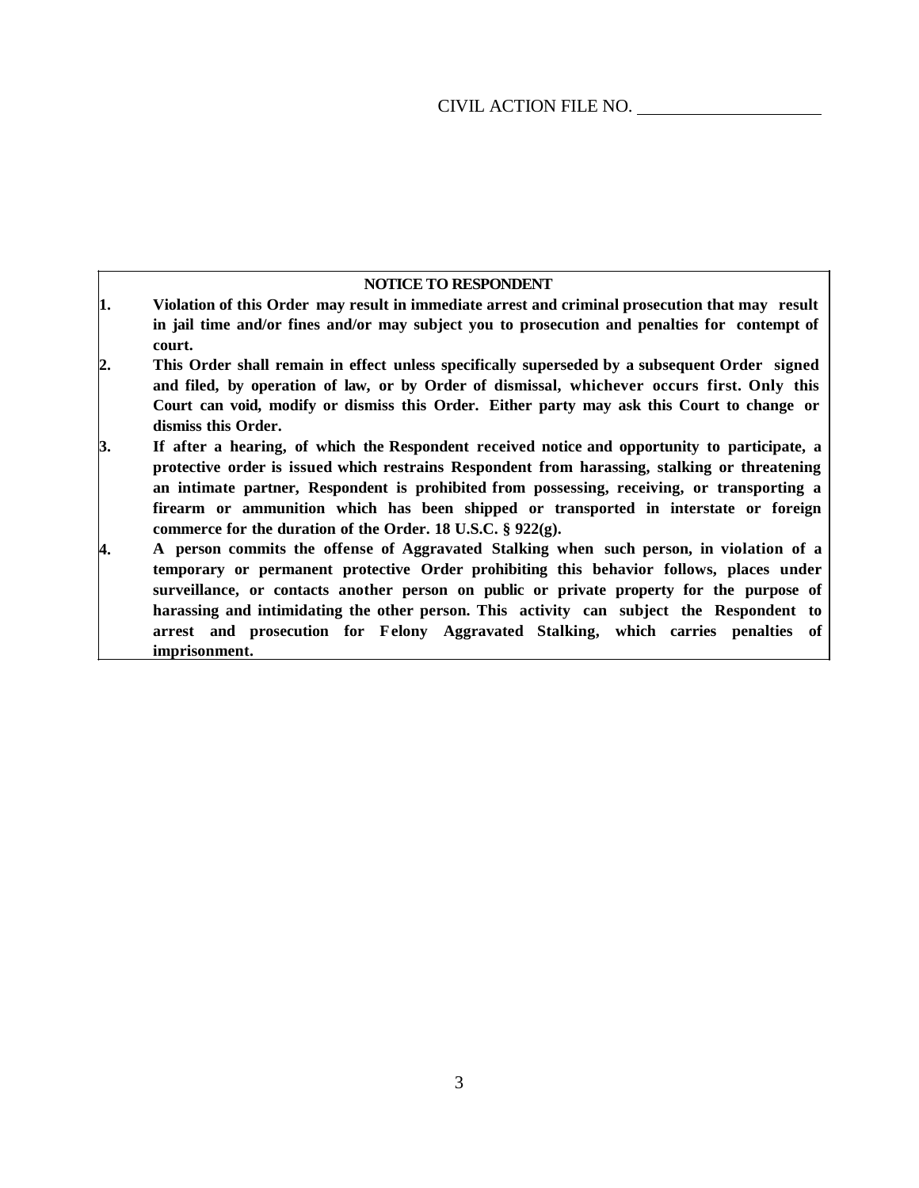CIVIL ACTION FILE NO. ____________________

**NOTICE TO RESPONDENT**

1. **Violation of this Order may result in immediate arrest and criminal prosecution that may result in jail time and/or fines and/or may subject you to prosecution and penalties for contempt of court.**
2. **This Order shall remain in effect unless specifically superseded by a subsequent Order signed and filed, by operation of law, or by Order of dismissal, whichever occurs first. Only this Court can void, modify or dismiss this Order. Either party may ask this Court to change or dismiss this Order.**
3. **If after a hearing, of which the Respondent received notice and opportunity to participate, a protective order is issued which restrains Respondent from harassing, stalking or threatening an intimate partner, Respondent is prohibited from possessing, receiving, or transporting a firearm or ammunition which has been shipped or transported in interstate or foreign commerce for the duration of the Order. 18 U.S.C. § 922(g).**
4. **A person commits the offense of Aggravated Stalking when such person, in violation of a temporary or permanent protective Order prohibiting this behavior follows, places under surveillance, or contacts another person on public or private property for the purpose of harassing and intimidating the other person. This activity can subject the Respondent to arrest and prosecution for Felony Aggravated Stalking, which carries penalties of imprisonment.**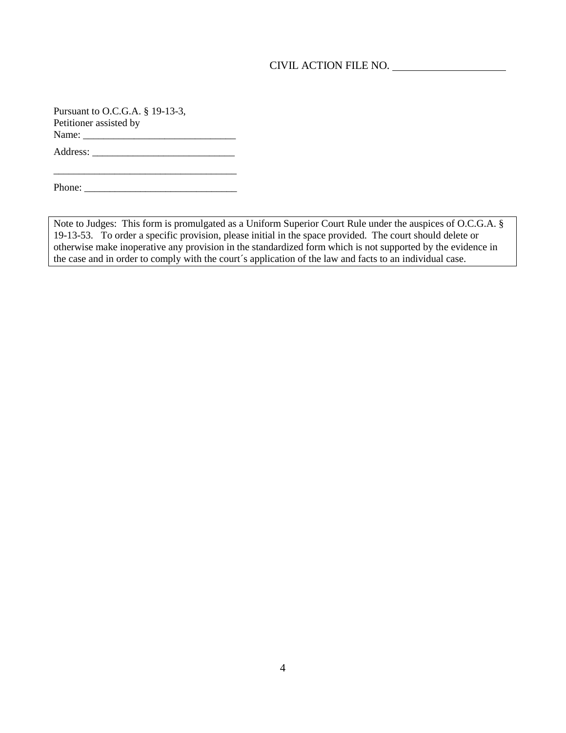CIVIL ACTION FILE NO. ____________________

Pursuant to O.C.G.A. § 19-13-3,
Petitioner assisted by
Name: ______________________________

Address: ____________________________

____________________________________

Phone: ______________________________

Note to Judges: This form is promulgated as a Uniform Superior Court Rule under the auspices of O.C.G.A. § 19-13-53. To order a specific provision, please initial in the space provided. The court should delete or otherwise make inoperative any provision in the standardized form which is not supported by the evidence in the case and in order to comply with the court´s application of the law and facts to an individual case.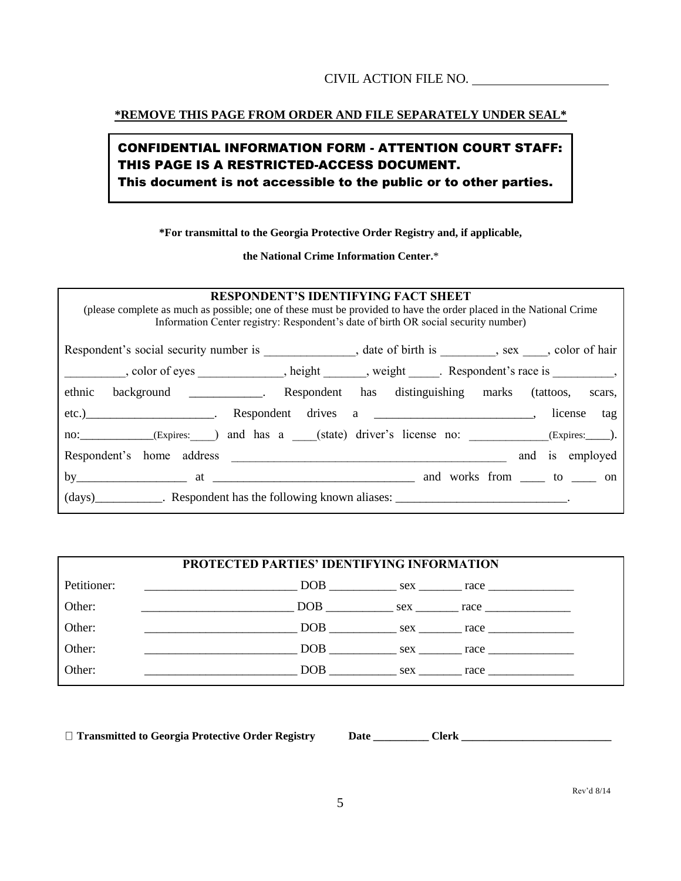CIVIL ACTION FILE NO. ____________________

**\*REMOVE THIS PAGE FROM ORDER AND FILE SEPARATELY UNDER SEAL\***

**CONFIDENTIAL INFORMATION FORM - ATTENTION COURT STAFF: THIS PAGE IS A RESTRICTED-ACCESS DOCUMENT.**
**This document is not accessible to the public or to other parties.**

**\*For transmittal to the Georgia Protective Order Registry and, if applicable,**

**the National Crime Information Center.**\*

**RESPONDENT'S IDENTIFYING FACT SHEET**

(please complete as much as possible; one of these must be provided to have the order placed in the National Crime Information Center registry: Respondent's date of birth OR social security number)

Respondent's social security number is _______________, date of birth is _________, sex ____, color of hair __________, color of eyes ______________, height _______, weight _____. Respondent's race is __________, ethnic background ____________. Respondent has distinguishing marks (tattoos, scars, etc.)_____________________. Respondent drives a _________________________, license tag no:____________(Expires:_____) and has a ____(state) driver's license no: _____________(Expires:_____). Respondent's home address _______________________________________________ and is employed by__________________ at _________________________________ and works from ____ to ____ on (days)___________. Respondent has the following known aliases: ____________________________.

**PROTECTED PARTIES' IDENTIFYING INFORMATION**

| | | | | |
|---|---|---|---|---|
| Petitioner: | _________________________ | DOB ___________ | sex _______ | race ______________ |
| Other: | _________________________ | DOB ___________ | sex _______ | race ______________ |
| Other: | _________________________ | DOB ___________ | sex _______ | race ______________ |
| Other: | _________________________ | DOB ___________ | sex _______ | race ______________ |
| Other: | _________________________ | DOB ___________ | sex _______ | race ______________ |

☐ **Transmitted to Georgia Protective Order Registry** **Date __________ Clerk ___________________________**

Rev'd 8/14